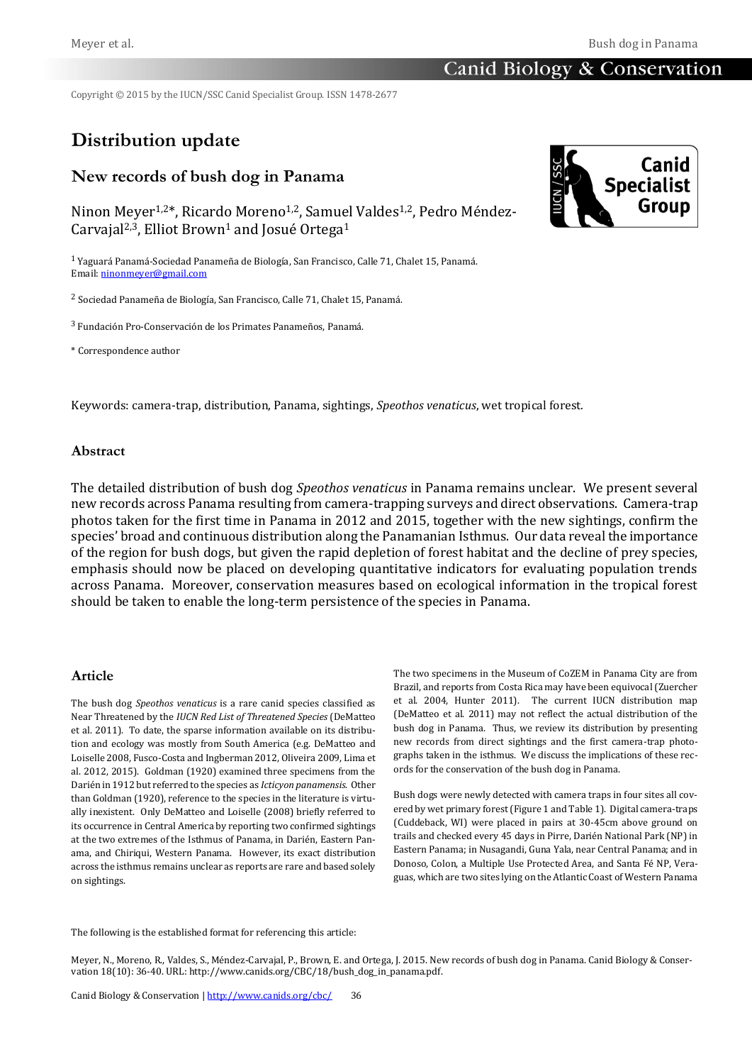Copyright © 2015 by the IUCN/SSC Canid Specialist Group. ISSN 1478-2677

# Distribution update

## New records of bush dog in Panama

Ninon Meyer[1,2*], Ricardo Moreno[1,2], Samuel Valdes[1,2], Pedro Méndez-Carvajal[2,3], Elliot Brown[1] and Josué Ortega[1]

[1] Yaguará Panamá-Sociedad Panameña de Biología, San Francisco, Calle 71, Chalet 15, Panamá. Email: ninonmeyer@gmail.com

[2] Sociedad Panameña de Biología, San Francisco, Calle 71, Chalet 15, Panamá.

[3] Fundación Pro-Conservación de los Primates Panameños, Panamá.

* Correspondence author

Keywords: camera-trap, distribution, Panama, sightings, *Speothos venaticus*, wet tropical forest.

### Abstract

The detailed distribution of bush dog *Speothos venaticus* in Panama remains unclear. We present several new records across Panama resulting from camera-trapping surveys and direct observations. Camera-trap photos taken for the first time in Panama in 2012 and 2015, together with the new sightings, confirm the species' broad and continuous distribution along the Panamanian Isthmus. Our data reveal the importance of the region for bush dogs, but given the rapid depletion of forest habitat and the decline of prey species, emphasis should now be placed on developing quantitative indicators for evaluating population trends across Panama. Moreover, conservation measures based on ecological information in the tropical forest should be taken to enable the long-term persistence of the species in Panama.

### Article

The bush dog *Speothos venaticus* is a rare canid species classified as Near Threatened by the *IUCN Red List of Threatened Species* (DeMatteo et al. 2011). To date, the sparse information available on its distribution and ecology was mostly from South America (e.g. DeMatteo and Loiselle 2008, Fusco-Costa and Ingberman 2012, Oliveira 2009, Lima et al. 2012, 2015). Goldman (1920) examined three specimens from the Darién in 1912 but referred to the species as *Icticyon panamensis*. Other than Goldman (1920), reference to the species in the literature is virtually inexistent. Only DeMatteo and Loiselle (2008) briefly referred to its occurrence in Central America by reporting two confirmed sightings at the two extremes of the Isthmus of Panama, in Darién, Eastern Panama, and Chiriqui, Western Panama. However, its exact distribution across the isthmus remains unclear as reports are rare and based solely on sightings.

The two specimens in the Museum of CoZEM in Panama City are from Brazil, and reports from Costa Rica may have been equivocal (Zuercher et al. 2004, Hunter 2011). The current IUCN distribution map (DeMatteo et al. 2011) may not reflect the actual distribution of the bush dog in Panama. Thus, we review its distribution by presenting new records from direct sightings and the first camera-trap photographs taken in the isthmus. We discuss the implications of these records for the conservation of the bush dog in Panama.

Bush dogs were newly detected with camera traps in four sites all covered by wet primary forest (Figure 1 and Table 1). Digital camera-traps (Cuddeback, WI) were placed in pairs at 30-45cm above ground on trails and checked every 45 days in Pirre, Darién National Park (NP) in Eastern Panama; in Nusagandi, Guna Yala, near Central Panama; and in Donoso, Colon, a Multiple Use Protected Area, and Santa Fé NP, Veraguas, which are two sites lying on the Atlantic Coast of Western Panama

The following is the established format for referencing this article:

Meyer, N., Moreno, R., Valdes, S., Méndez-Carvajal, P., Brown, E. and Ortega, J. 2015. New records of bush dog in Panama. Canid Biology & Conservation 18(10): 36-40. URL: http://www.canids.org/CBC/18/bush_dog_in_panama.pdf.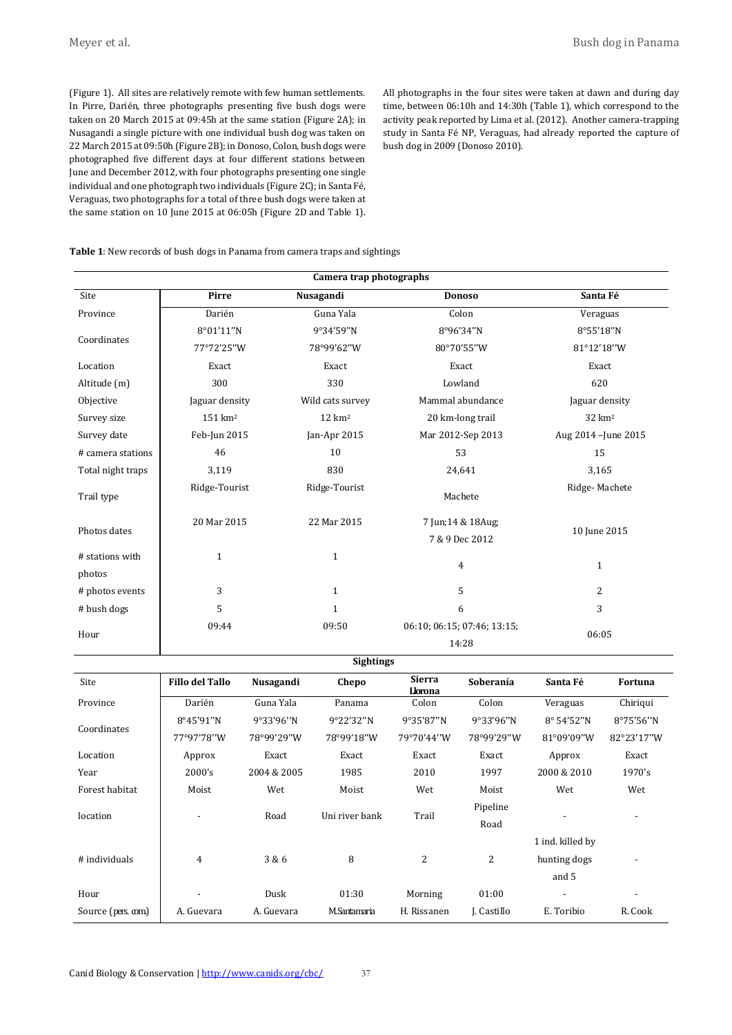(Figure 1). All sites are relatively remote with few human settlements. In Pirre, Darién, three photographs presenting five bush dogs were taken on 20 March 2015 at 09:45h at the same station (Figure 2A); in Nusagandi a single picture with one individual bush dog was taken on 22 March 2015 at 09:50h (Figure 2B); in Donoso, Colon, bush dogs were photographed five different days at four different stations between June and December 2012, with four photographs presenting one single individual and one photograph two individuals (Figure 2C); in Santa Fé, Veraguas, two photographs for a total of three bush dogs were taken at the same station on 10 June 2015 at 06:05h (Figure 2D and Table 1).

All photographs in the four sites were taken at dawn and during day time, between 06:10h and 14:30h (Table 1), which correspond to the activity peak reported by Lima et al. (2012). Another camera-trapping study in Santa Fé NP, Veraguas, had already reported the capture of bush dog in 2009 (Donoso 2010).

**Table 1**: New records of bush dogs in Panama from camera traps and sightings

| Camera trap photographs | | | | |
|---|---|---|---|---|
| Site | **Pirre** | **Nusagandi** | **Donoso** | **Santa Fé** |
| Province | Darién | Guna Yala | Colon | Veraguas |
| Coordinates | 8°01'11"N 77°72'25"W | 9°34'59"N 78°99'62"W | 8°96'34"N 80°70'55"W | 8°55'18"N 81°12'18"W |
| Location | Exact | Exact | Exact | Exact |
| Altitude (m) | 300 | 330 | Lowland | 620 |
| Objective | Jaguar density | Wild cats survey | Mammal abundance | Jaguar density |
| Survey size | 151 km² | 12 km² | 20 km-long trail | 32 km² |
| Survey date | Feb-Jun 2015 | Jan-Apr 2015 | Mar 2012-Sep 2013 | Aug 2014 –June 2015 |
| # camera stations | 46 | 10 | 53 | 15 |
| Total night traps | 3,119 | 830 | 24,641 | 3,165 |
| Trail type | Ridge-Tourist | Ridge-Tourist | Machete | Ridge- Machete |
| Photos dates | 20 Mar 2015 | 22 Mar 2015 | 7 Jun;14 & 18Aug; 7 & 9 Dec 2012 | 10 June 2015 |
| # stations with photos | 1 | 1 | 4 | 1 |
| # photos events | 3 | 1 | 5 | 2 |
| # bush dogs | 5 | 1 | 6 | 3 |
| Hour | 09:44 | 09:50 | 06:10; 06:15; 07:46; 13:15; 14:28 | 06:05 |

| Sightings | | | | | | | |
|---|---|---|---|---|---|---|---|
| Site | **Fillo del Tallo** | **Nusagandi** | **Chepo** | **Sierra Llorona** | **Soberanía** | **Santa Fé** | **Fortuna** |
| Province | Darién | Guna Yala | Panama | Colon | Colon | Veraguas | Chiriqui |
| Coordinates | 8°45'91"N 77°97'78"W | 9°33'96"N 78°99'29"W | 9°22'32"N 78°99'18"W | 9°35'87"N 79°70'44"W | 9°33'96"N 78°99'29"W | 8° 54'52"N 81°09'09"W | 8°75'56"N 82°23'17"W |
| Location | Approx | Exact | Exact | Exact | Exact | Approx | Exact |
| Year | 2000's | 2004 & 2005 | 1985 | 2010 | 1997 | 2000 & 2010 | 1970's |
| Forest habitat | Moist | Wet | Moist | Wet | Moist | Wet | Wet |
| location | - | Road | Uni river bank | Trail | Pipeline Road | - | - |
| # individuals | 4 | 3 & 6 | 8 | 2 | 2 | 1 ind. killed by hunting dogs and 5 | - |
| Hour | - | Dusk | 01:30 | Morning | 01:00 | - | - |
| Source (pers. com) | A. Guevara | A. Guevara | M.Santamaria | H. Rissanen | J. Castillo | E. Toribio | R. Cook |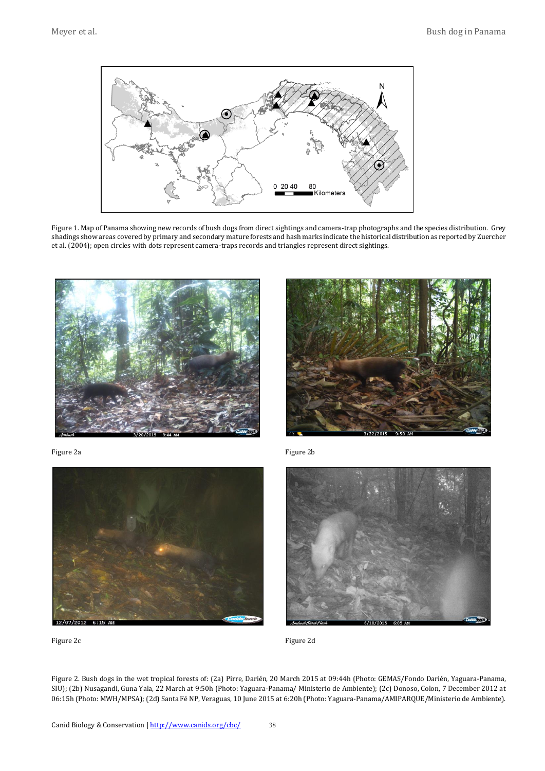Figure 1. Map of Panama showing new records of bush dogs from direct sightings and camera-trap photographs and the species distribution. Grey shadings show areas covered by primary and secondary mature forests and hash marks indicate the historical distribution as reported by Zuercher et al. (2004); open circles with dots represent camera-traps records and triangles represent direct sightings.

Figure 2a

Figure 2b

Figure 2c

Figure 2d

Figure 2. Bush dogs in the wet tropical forests of: (2a) Pirre, Darién, 20 March 2015 at 09:44h (Photo: GEMAS/Fondo Darién, Yaguara-Panama, SIU); (2b) Nusagandi, Guna Yala, 22 March at 9:50h (Photo: Yaguara-Panama/ Ministerio de Ambiente); (2c) Donoso, Colon, 7 December 2012 at 06:15h (Photo: MWH/MPSA); (2d) Santa Fé NP, Veraguas, 10 June 2015 at 6:20h (Photo: Yaguara-Panama/AMIPARQUE/Ministerio de Ambiente).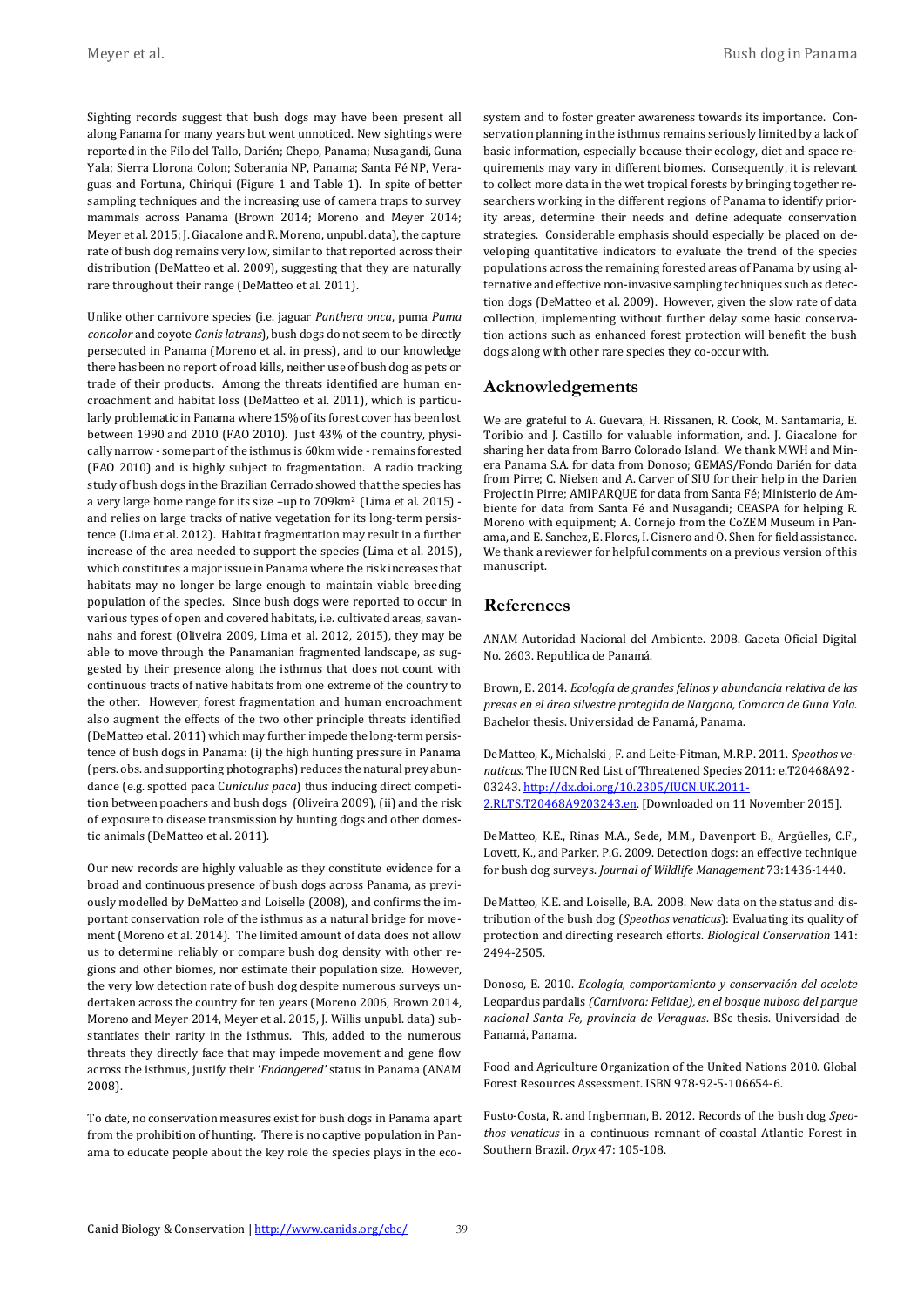Sighting records suggest that bush dogs may have been present all along Panama for many years but went unnoticed. New sightings were reported in the Filo del Tallo, Darién; Chepo, Panama; Nusagandi, Guna Yala; Sierra Llorona Colon; Soberania NP, Panama; Santa Fé NP, Veraguas and Fortuna, Chiriqui (Figure 1 and Table 1). In spite of better sampling techniques and the increasing use of camera traps to survey mammals across Panama (Brown 2014; Moreno and Meyer 2014; Meyer et al. 2015; J. Giacalone and R. Moreno, unpubl. data), the capture rate of bush dog remains very low, similar to that reported across their distribution (DeMatteo et al. 2009), suggesting that they are naturally rare throughout their range (DeMatteo et al. 2011).

Unlike other carnivore species (i.e. jaguar *Panthera onca*, puma *Puma concolor* and coyote *Canis latrans*), bush dogs do not seem to be directly persecuted in Panama (Moreno et al. in press), and to our knowledge there has been no report of road kills, neither use of bush dog as pets or trade of their products. Among the threats identified are human encroachment and habitat loss (DeMatteo et al. 2011), which is particularly problematic in Panama where 15% of its forest cover has been lost between 1990 and 2010 (FAO 2010). Just 43% of the country, physically narrow - some part of the isthmus is 60km wide - remains forested (FAO 2010) and is highly subject to fragmentation. A radio tracking study of bush dogs in the Brazilian Cerrado showed that the species has a very large home range for its size –up to 709km$^2$ (Lima et al. 2015) - and relies on large tracks of native vegetation for its long-term persistence (Lima et al. 2012). Habitat fragmentation may result in a further increase of the area needed to support the species (Lima et al. 2015), which constitutes a major issue in Panama where the risk increases that habitats may no longer be large enough to maintain viable breeding population of the species. Since bush dogs were reported to occur in various types of open and covered habitats, i.e. cultivated areas, savannahs and forest (Oliveira 2009, Lima et al. 2012, 2015), they may be able to move through the Panamanian fragmented landscape, as suggested by their presence along the isthmus that does not count with continuous tracts of native habitats from one extreme of the country to the other. However, forest fragmentation and human encroachment also augment the effects of the two other principle threats identified (DeMatteo et al. 2011) which may further impede the long-term persistence of bush dogs in Panama: (i) the high hunting pressure in Panama (pers. obs. and supporting photographs) reduces the natural prey abundance (e.g. spotted paca *Cuniculus paca*) thus inducing direct competition between poachers and bush dogs (Oliveira 2009), (ii) and the risk of exposure to disease transmission by hunting dogs and other domestic animals (DeMatteo et al. 2011).

Our new records are highly valuable as they constitute evidence for a broad and continuous presence of bush dogs across Panama, as previously modelled by DeMatteo and Loiselle (2008), and confirms the important conservation role of the isthmus as a natural bridge for movement (Moreno et al. 2014). The limited amount of data does not allow us to determine reliably or compare bush dog density with other regions and other biomes, nor estimate their population size. However, the very low detection rate of bush dog despite numerous surveys undertaken across the country for ten years (Moreno 2006, Brown 2014, Moreno and Meyer 2014, Meyer et al. 2015, J. Willis unpubl. data) substantiates their rarity in the isthmus. This, added to the numerous threats they directly face that may impede movement and gene flow across the isthmus, justify their '*Endangered*' status in Panama (ANAM 2008).

To date, no conservation measures exist for bush dogs in Panama apart from the prohibition of hunting. There is no captive population in Panama to educate people about the key role the species plays in the ecosystem and to foster greater awareness towards its importance. Conservation planning in the isthmus remains seriously limited by a lack of basic information, especially because their ecology, diet and space requirements may vary in different biomes. Consequently, it is relevant to collect more data in the wet tropical forests by bringing together researchers working in the different regions of Panama to identify priority areas, determine their needs and define adequate conservation strategies. Considerable emphasis should especially be placed on developing quantitative indicators to evaluate the trend of the species populations across the remaining forested areas of Panama by using alternative and effective non-invasive sampling techniques such as detection dogs (DeMatteo et al. 2009). However, given the slow rate of data collection, implementing without further delay some basic conservation actions such as enhanced forest protection will benefit the bush dogs along with other rare species they co-occur with.

## Acknowledgements

We are grateful to A. Guevara, H. Rissanen, R. Cook, M. Santamaria, E. Toribio and J. Castillo for valuable information, and. J. Giacalone for sharing her data from Barro Colorado Island. We thank MWH and Minera Panama S.A. for data from Donoso; GEMAS/Fondo Darién for data from Pirre; C. Nielsen and A. Carver of SIU for their help in the Darien Project in Pirre; AMIPARQUE for data from Santa Fé; Ministerio de Ambiente for data from Santa Fé and Nusagandi; CEASPA for helping R. Moreno with equipment; A. Cornejo from the CoZEM Museum in Panama, and E. Sanchez, E. Flores, I. Cisnero and O. Shen for field assistance. We thank a reviewer for helpful comments on a previous version of this manuscript.

## References

ANAM Autoridad Nacional del Ambiente. 2008. Gaceta Oficial Digital No. 2603. Republica de Panamá.

Brown, E. 2014. *Ecología de grandes felinos y abundancia relativa de las presas en el área silvestre protegida de Nargana, Comarca de Guna Yala.* Bachelor thesis. Universidad de Panamá, Panama.

DeMatteo, K., Michalski , F. and Leite-Pitman, M.R.P. 2011. *Speothos venaticus.* The IUCN Red List of Threatened Species 2011: e.T20468A92-03243. http://dx.doi.org/10.2305/IUCN.UK.2011-2.RLTS.T20468A9203243.en. [Downloaded on 11 November 2015].

DeMatteo, K.E., Rinas M.A., Sede, M.M., Davenport B., Argüelles, C.F., Lovett, K., and Parker, P.G. 2009. Detection dogs: an effective technique for bush dog surveys. *Journal of Wildlife Management* 73:1436-1440.

DeMatteo, K.E. and Loiselle, B.A. 2008. New data on the status and distribution of the bush dog (*Speothos venaticus*): Evaluating its quality of protection and directing research efforts. *Biological Conservation* 141: 2494-2505.

Donoso, E. 2010. *Ecología, comportamiento y conservación del ocelote* Leopardus pardalis *(Carnivora: Felidae), en el bosque nuboso del parque nacional Santa Fe, provincia de Veraguas*. BSc thesis. Universidad de Panamá, Panama.

Food and Agriculture Organization of the United Nations 2010. Global Forest Resources Assessment. ISBN 978-92-5-106654-6.

Fusto-Costa, R. and Ingberman, B. 2012. Records of the bush dog *Speothos venaticus* in a continuous remnant of coastal Atlantic Forest in Southern Brazil. *Oryx* 47: 105-108.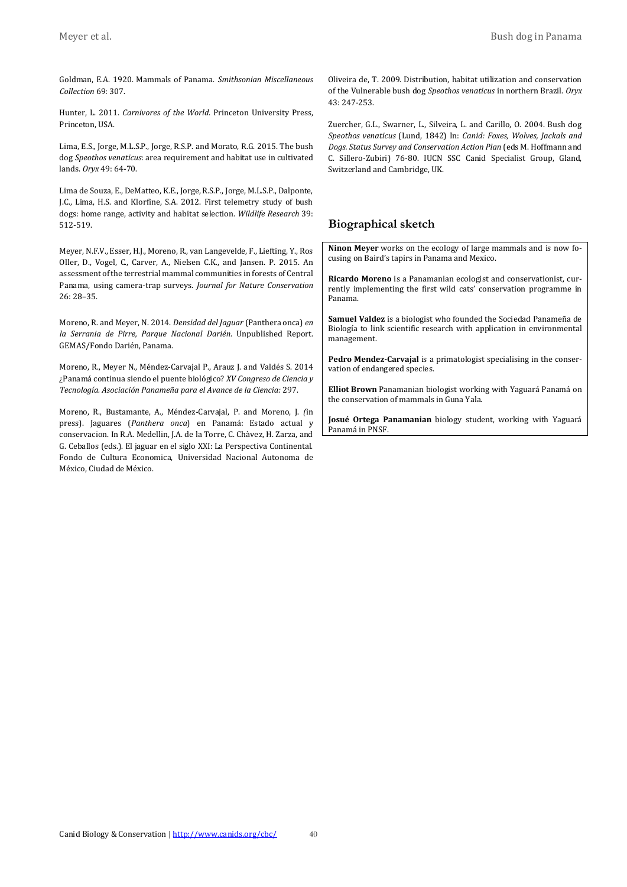Goldman, E.A. 1920. Mammals of Panama. *Smithsonian Miscellaneous Collection* 69: 307.

Hunter, L. 2011. *Carnivores of the World.* Princeton University Press, Princeton, USA.

Lima, E.S., Jorge, M.L.S.P., Jorge, R.S.P. and Morato, R.G. 2015. The bush dog *Speothos venaticus*: area requirement and habitat use in cultivated lands. *Oryx* 49: 64-70.

Lima de Souza, E., DeMatteo, K.E., Jorge, R.S.P., Jorge, M.L.S.P., Dalponte, J.C., Lima, H.S. and Klorfine, S.A. 2012. First telemetry study of bush dogs: home range, activity and habitat selection. *Wildlife Research* 39: 512-519.

Meyer, N.F.V., Esser, H.J., Moreno, R., van Langevelde, F., Liefting, Y., Ros Oller, D., Vogel, C., Carver, A., Nielsen C.K., and Jansen. P. 2015. An assessment of the terrestrial mammal communities in forests of Central Panama, using camera-trap surveys. *Journal for Nature Conservation* 26: 28–35.

Moreno, R. and Meyer, N. 2014. *Densidad del Jaguar* (Panthera onca) *en la Serrania de Pirre, Parque Nacional Darién.* Unpublished Report. GEMAS/Fondo Darién, Panama.

Moreno, R., Meyer N., Méndez-Carvajal P., Arauz J. and Valdés S. 2014 ¿Panamá continua siendo el puente biológico? *XV Congreso de Ciencia y Tecnología. Asociación Panameña para el Avance de la Ciencia:* 297.

Moreno, R., Bustamante, A., Méndez-Carvajal, P. and Moreno, J. (in press). Jaguares (*Panthera onca*) en Panamá: Estado actual y conservacion. In R.A. Medellin, J.A. de la Torre, C. Chàvez, H. Zarza, and G. Ceballos (eds.). El jaguar en el siglo XXI: La Perspectiva Continental. Fondo de Cultura Economica, Universidad Nacional Autonoma de México, Ciudad de México.

Oliveira de, T. 2009. Distribution, habitat utilization and conservation of the Vulnerable bush dog *Speothos venaticus* in northern Brazil. *Oryx* 43: 247-253.

Zuercher, G.L., Swarner, L., Silveira, L. and Carillo, O. 2004. Bush dog *Speothos venaticus* (Lund, 1842) In: *Canid: Foxes, Wolves, Jackals and Dogs. Status Survey and Conservation Action Plan* (eds M. Hoffmann and C. Sillero-Zubiri) 76-80. IUCN SSC Canid Specialist Group, Gland, Switzerland and Cambridge, UK.

## Biographical sketch

**Ninon Meyer** works on the ecology of large mammals and is now focusing on Baird's tapirs in Panama and Mexico.

**Ricardo Moreno** is a Panamanian ecologist and conservationist, currently implementing the first wild cats' conservation programme in Panama.

**Samuel Valdez** is a biologist who founded the Sociedad Panameña de Biología to link scientific research with application in environmental management.

**Pedro Mendez-Carvajal** is a primatologist specialising in the conservation of endangered species.

**Elliot Brown** Panamanian biologist working with Yaguará Panamá on the conservation of mammals in Guna Yala.

**Josué Ortega Panamanian** biology student, working with Yaguará Panamá in PNSF.